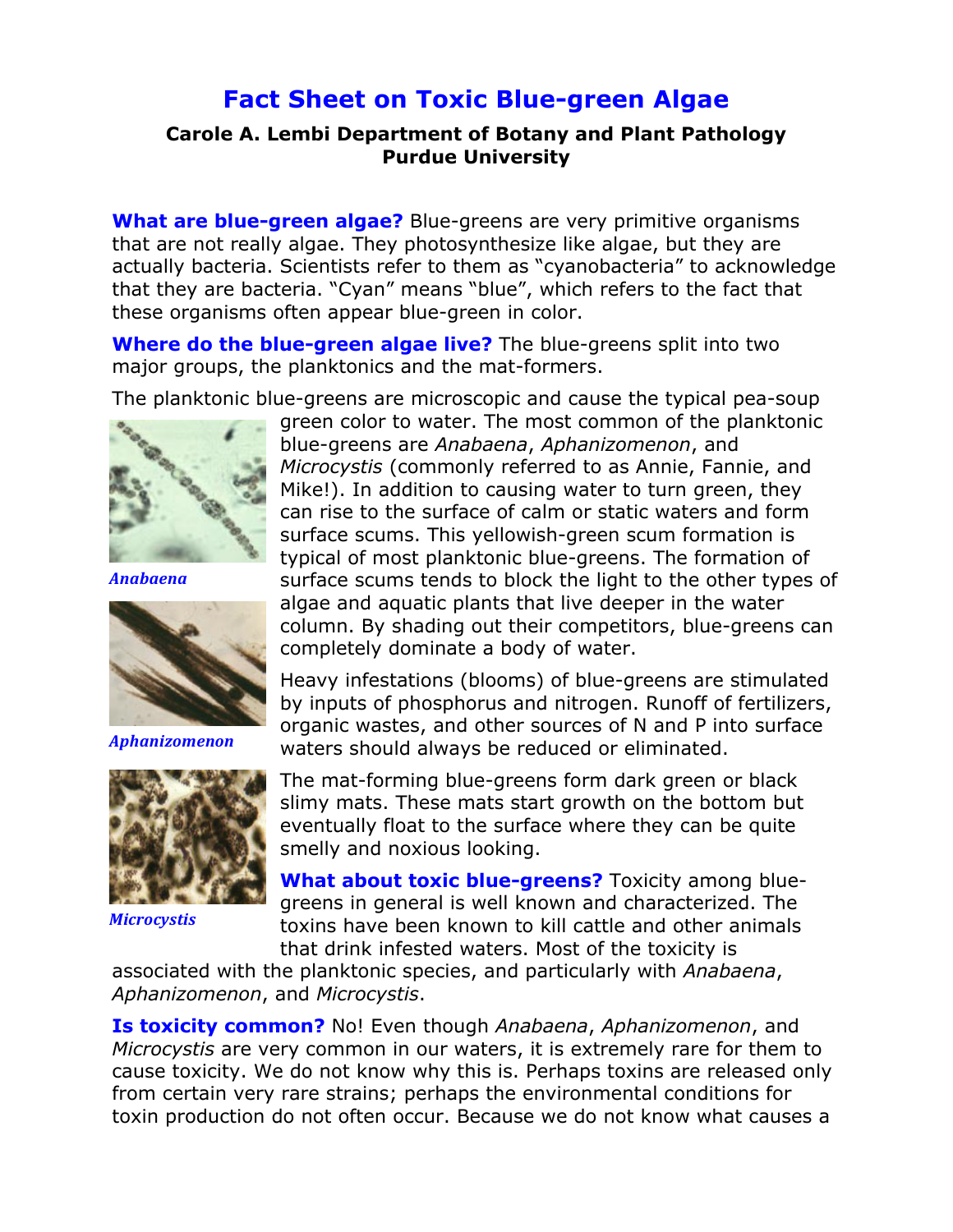# Fact Sheet on Toxic Blue-green Algae

**Carole A. Lembi Department of Botany and Plant Pathology**
**Purdue University**

**What are blue-green algae?** Blue-greens are very primitive organisms that are not really algae. They photosynthesize like algae, but they are actually bacteria. Scientists refer to them as "cyanobacteria" to acknowledge that they are bacteria. "Cyan" means "blue", which refers to the fact that these organisms often appear blue-green in color.

**Where do the blue-green algae live?** The blue-greens split into two major groups, the planktonics and the mat-formers.

The planktonic blue-greens are microscopic and cause the typical pea-soup green color to water. The most common of the planktonic blue-greens are *Anabaena*, *Aphanizomenon*, and *Microcystis* (commonly referred to as Annie, Fannie, and Mike!). In addition to causing water to turn green, they can rise to the surface of calm or static waters and form surface scums. This yellowish-green scum formation is typical of most planktonic blue-greens. The formation of surface scums tends to block the light to the other types of algae and aquatic plants that live deeper in the water column. By shading out their competitors, blue-greens can completely dominate a body of water.

*Anabaena*

*Aphanizomenon*

*Microcystis*

Heavy infestations (blooms) of blue-greens are stimulated by inputs of phosphorus and nitrogen. Runoff of fertilizers, organic wastes, and other sources of N and P into surface waters should always be reduced or eliminated.

The mat-forming blue-greens form dark green or black slimy mats. These mats start growth on the bottom but eventually float to the surface where they can be quite smelly and noxious looking.

**What about toxic blue-greens?** Toxicity among blue-greens in general is well known and characterized. The toxins have been known to kill cattle and other animals that drink infested waters. Most of the toxicity is associated with the planktonic species, and particularly with *Anabaena*, *Aphanizomenon*, and *Microcystis*.

**Is toxicity common?** No! Even though *Anabaena*, *Aphanizomenon*, and *Microcystis* are very common in our waters, it is extremely rare for them to cause toxicity. We do not know why this is. Perhaps toxins are released only from certain very rare strains; perhaps the environmental conditions for toxin production do not often occur. Because we do not know what causes a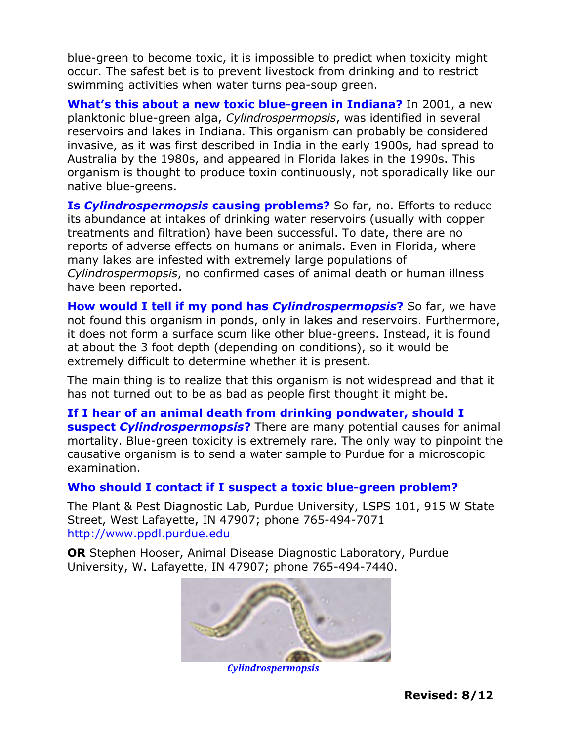blue-green to become toxic, it is impossible to predict when toxicity might occur. The safest bet is to prevent livestock from drinking and to restrict swimming activities when water turns pea-soup green.

**What's this about a new toxic blue-green in Indiana?** In 2001, a new planktonic blue-green alga, *Cylindrospermopsis*, was identified in several reservoirs and lakes in Indiana. This organism can probably be considered invasive, as it was first described in India in the early 1900s, had spread to Australia by the 1980s, and appeared in Florida lakes in the 1990s. This organism is thought to produce toxin continuously, not sporadically like our native blue-greens.

**Is *Cylindrospermopsis* causing problems?** So far, no. Efforts to reduce its abundance at intakes of drinking water reservoirs (usually with copper treatments and filtration) have been successful. To date, there are no reports of adverse effects on humans or animals. Even in Florida, where many lakes are infested with extremely large populations of *Cylindrospermopsis*, no confirmed cases of animal death or human illness have been reported.

**How would I tell if my pond has *Cylindrospermopsis*?** So far, we have not found this organism in ponds, only in lakes and reservoirs. Furthermore, it does not form a surface scum like other blue-greens. Instead, it is found at about the 3 foot depth (depending on conditions), so it would be extremely difficult to determine whether it is present.

The main thing is to realize that this organism is not widespread and that it has not turned out to be as bad as people first thought it might be.

**If I hear of an animal death from drinking pondwater, should I suspect *Cylindrospermopsis*?** There are many potential causes for animal mortality. Blue-green toxicity is extremely rare. The only way to pinpoint the causative organism is to send a water sample to Purdue for a microscopic examination.

**Who should I contact if I suspect a toxic blue-green problem?**

The Plant & Pest Diagnostic Lab, Purdue University, LSPS 101, 915 W State Street, West Lafayette, IN 47907; phone 765-494-7071 http://www.ppdl.purdue.edu

**OR** Stephen Hooser, Animal Disease Diagnostic Laboratory, Purdue University, W. Lafayette, IN 47907; phone 765-494-7440.

*Cylindrospermopsis*

**Revised: 8/12**